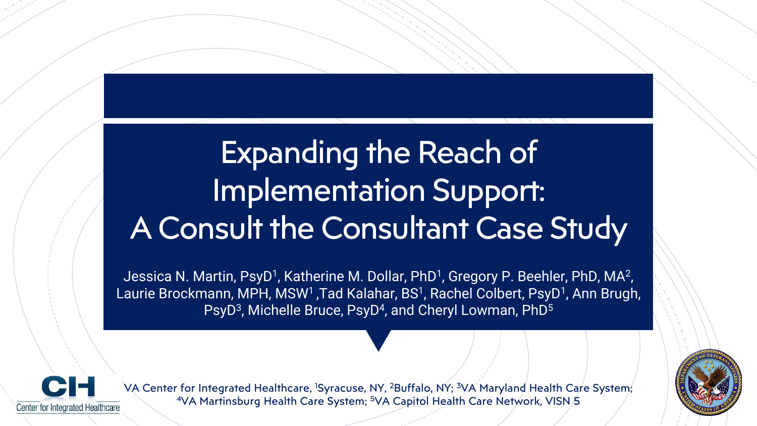# Expanding the Reach of Implementation Support: A Consult the Consultant Case Study

Jessica N. Martin, PsyD[1], Katherine M. Dollar, PhD[1], Gregory P. Beehler, PhD, MA[2], Laurie Brockmann, MPH, MSW[1], Tad Kalahar, BS[1], Rachel Colbert, PsyD[1], Ann Brugh, PsyD[3], Michelle Bruce, PsyD[4], and Cheryl Lowman, PhD[5]

VA Center for Integrated Healthcare, [1]Syracuse, NY, [2]Buffalo, NY; [3]VA Maryland Health Care System; [4]VA Martinsburg Health Care System; [5]VA Capitol Health Care Network, VISN 5

CIH Center for Integrated Healthcare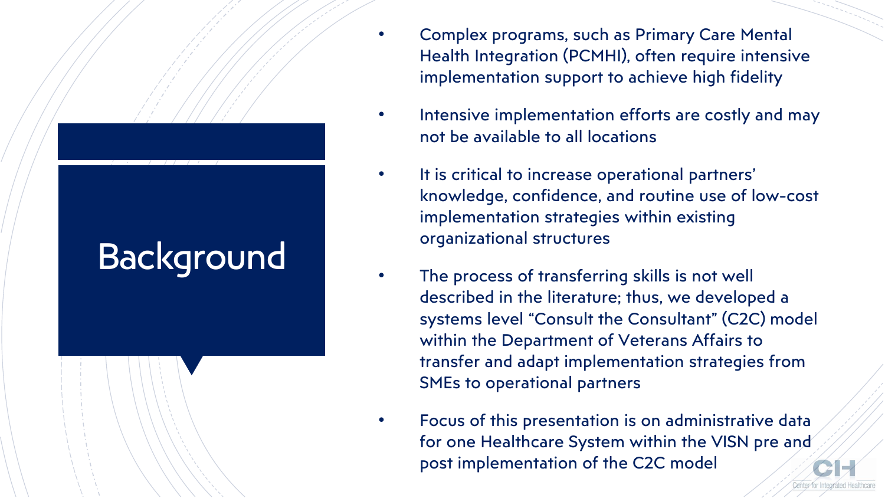# Background

- Complex programs, such as Primary Care Mental Health Integration (PCMHI), often require intensive implementation support to achieve high fidelity
- Intensive implementation efforts are costly and may not be available to all locations
- It is critical to increase operational partners' knowledge, confidence, and routine use of low-cost implementation strategies within existing organizational structures
- The process of transferring skills is not well described in the literature; thus, we developed a systems level "Consult the Consultant" (C2C) model within the Department of Veterans Affairs to transfer and adapt implementation strategies from SMEs to operational partners
- Focus of this presentation is on administrative data for one Healthcare System within the VISN pre and post implementation of the C2C model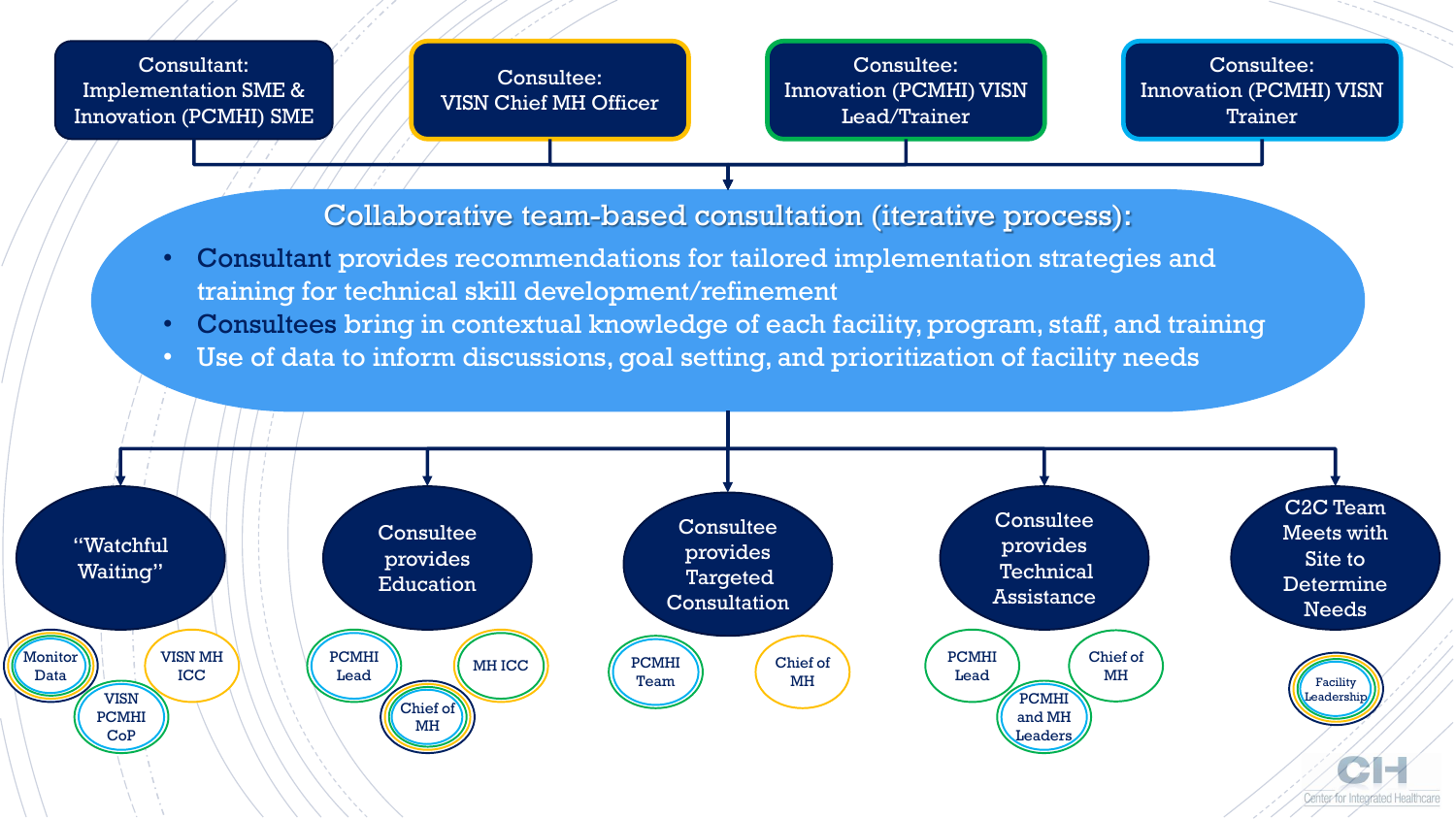Consultant: Implementation SME & Innovation (PCMHI) SME

Consultee: VISN Chief MH Officer

Consultee: Innovation (PCMHI) VISN Lead/Trainer

Consultee: Innovation (PCMHI) VISN Trainer

## Collaborative team-based consultation (iterative process):

- **Consultant** provides recommendations for tailored implementation strategies and training for technical skill development/refinement
- **Consultees** bring in contextual knowledge of each facility, program, staff, and training
- Use of data to inform discussions, goal setting, and prioritization of facility needs

"Watchful Waiting"
- Monitor Data
- VISN MH ICC
- VISN PCMHI CoP

Consultee provides Education
- PCMHI Lead
- MH ICC
- Chief of MH

Consultee provides Targeted Consultation
- PCMHI Team
- Chief of MH

Consultee provides Technical Assistance
- PCMHI Lead
- Chief of MH
- PCMHI and MH Leaders

C2C Team Meets with Site to Determine Needs
- Facility Leadership

CIH Center for Integrated Healthcare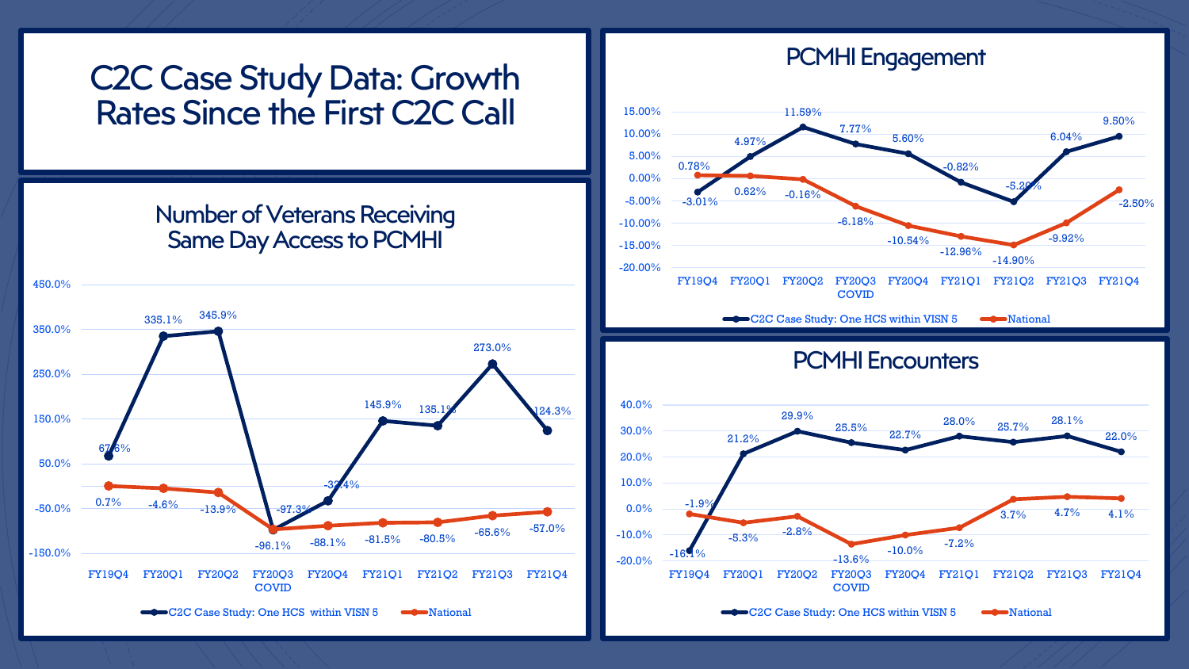# C2C Case Study Data: Growth Rates Since the First C2C Call

## Number of Veterans Receiving Same Day Access to PCMHI

| Quarter | C2C Case Study: One HCS within VISN 5 | National |
|---|---|---|
| FY19Q4 | 67.6% | 0.7% |
| FY20Q1 | 335.1% | -4.6% |
| FY20Q2 | 345.9% | -13.9% |
| FY20Q3 COVID | -97.3% | -96.1% |
| FY20Q4 | -32.4% | -88.1% |
| FY21Q1 | 145.9% | -81.5% |
| FY21Q2 | 135.1% | -80.5% |
| FY21Q3 | 273.0% | -65.6% |
| FY21Q4 | 124.3% | -57.0% |

## PCMHI Engagement

| Quarter | C2C Case Study: One HCS within VISN 5 | National |
|---|---|---|
| FY19Q4 | -3.01% | 0.78% |
| FY20Q1 | 4.97% | 0.62% |
| FY20Q2 | 11.59% | -0.16% |
| FY20Q3 COVID | 7.77% | -6.18% |
| FY20Q4 | 5.60% | -10.54% |
| FY21Q1 | -0.82% | -12.96% |
| FY21Q2 | -5.20% | -14.90% |
| FY21Q3 | 6.04% | -9.92% |
| FY21Q4 | 9.50% | -2.50% |

## PCMHI Encounters

| Quarter | C2C Case Study: One HCS within VISN 5 | National |
|---|---|---|
| FY19Q4 | -16.1% | -1.9% |
| FY20Q1 | 21.2% | -5.3% |
| FY20Q2 | 29.9% | -2.8% |
| FY20Q3 COVID | 25.5% | -13.6% |
| FY20Q4 | 22.7% | -10.0% |
| FY21Q1 | 28.0% | -7.2% |
| FY21Q2 | 25.7% | 3.7% |
| FY21Q3 | 28.1% | 4.7% |
| FY21Q4 | 22.0% | 4.1% |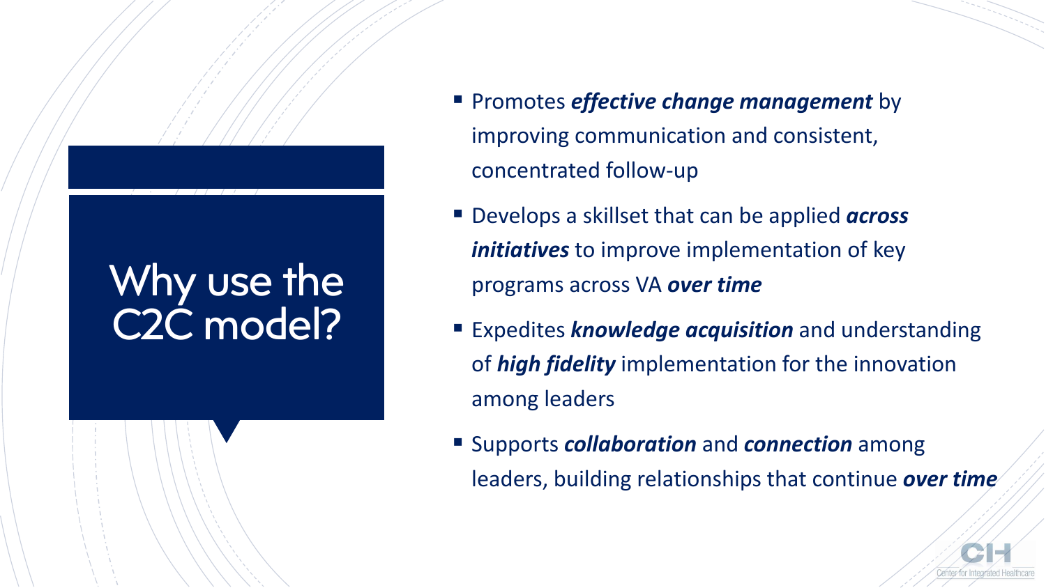# Why use the C2C model?

- Promotes ***effective change management*** by improving communication and consistent, concentrated follow-up
- Develops a skillset that can be applied ***across initiatives*** to improve implementation of key programs across VA ***over time***
- Expedites ***knowledge acquisition*** and understanding of ***high fidelity*** implementation for the innovation among leaders
- Supports ***collaboration*** and ***connection*** among leaders, building relationships that continue ***over time***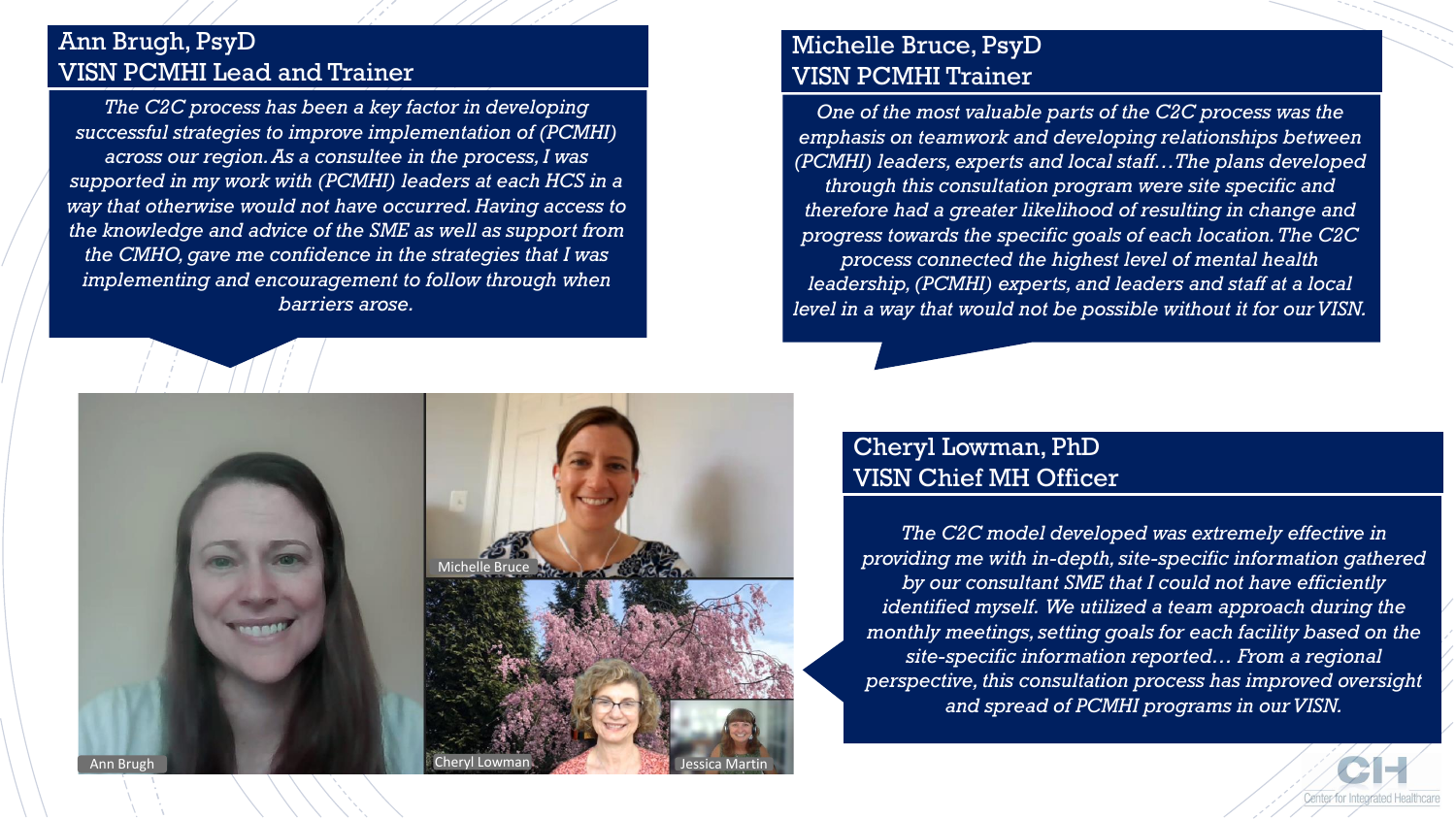## Ann Brugh, PsyD
## VISN PCMHI Lead and Trainer

*The C2C process has been a key factor in developing successful strategies to improve implementation of (PCMHI) across our region. As a consultee in the process, I was supported in my work with (PCMHI) leaders at each HCS in a way that otherwise would not have occurred. Having access to the knowledge and advice of the SME as well as support from the CMHO, gave me confidence in the strategies that I was implementing and encouragement to follow through when barriers arose.*

## Michelle Bruce, PsyD
## VISN PCMHI Trainer

*One of the most valuable parts of the C2C process was the emphasis on teamwork and developing relationships between (PCMHI) leaders, experts and local staff…The plans developed through this consultation program were site specific and therefore had a greater likelihood of resulting in change and progress towards the specific goals of each location. The C2C process connected the highest level of mental health leadership, (PCMHI) experts, and leaders and staff at a local level in a way that would not be possible without it for our VISN.*

Ann Brugh

Michelle Bruce

Cheryl Lowman

Jessica Martin

## Cheryl Lowman, PhD
## VISN Chief MH Officer

*The C2C model developed was extremely effective in providing me with in-depth, site-specific information gathered by our consultant SME that I could not have efficiently identified myself. We utilized a team approach during the monthly meetings, setting goals for each facility based on the site-specific information reported… From a regional perspective, this consultation process has improved oversight and spread of PCMHI programs in our VISN.*

CIH Center for Integrated Healthcare